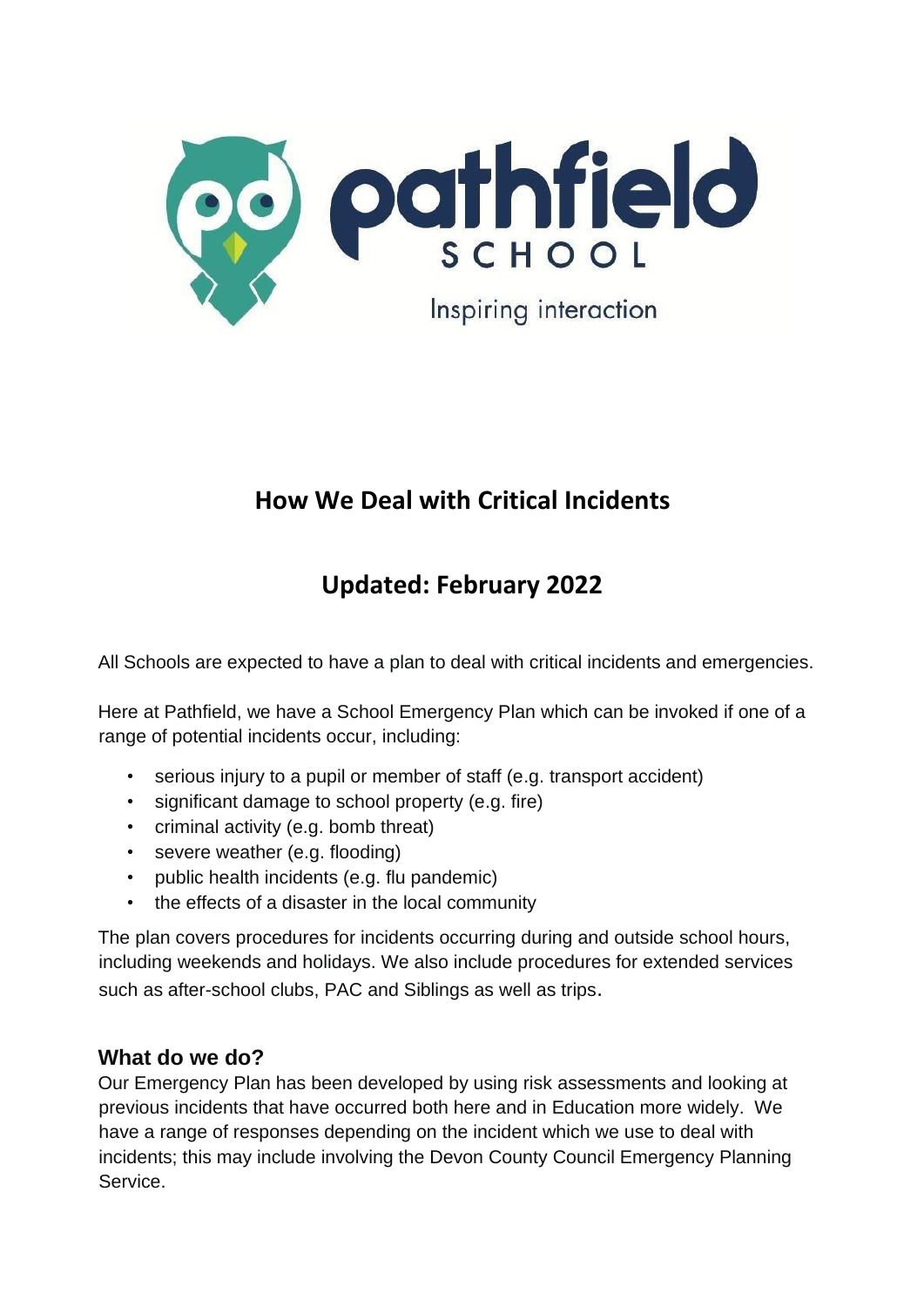pathfield SCHOOL

Inspiring interaction

# How We Deal with Critical Incidents

## Updated: February 2022

All Schools are expected to have a plan to deal with critical incidents and emergencies.

Here at Pathfield, we have a School Emergency Plan which can be invoked if one of a range of potential incidents occur, including:

- serious injury to a pupil or member of staff (e.g. transport accident)
- significant damage to school property (e.g. fire)
- criminal activity (e.g. bomb threat)
- severe weather (e.g. flooding)
- public health incidents (e.g. flu pandemic)
- the effects of a disaster in the local community

The plan covers procedures for incidents occurring during and outside school hours, including weekends and holidays. We also include procedures for extended services such as after-school clubs, PAC and Siblings as well as trips.

### What do we do?

Our Emergency Plan has been developed by using risk assessments and looking at previous incidents that have occurred both here and in Education more widely. We have a range of responses depending on the incident which we use to deal with incidents; this may include involving the Devon County Council Emergency Planning Service.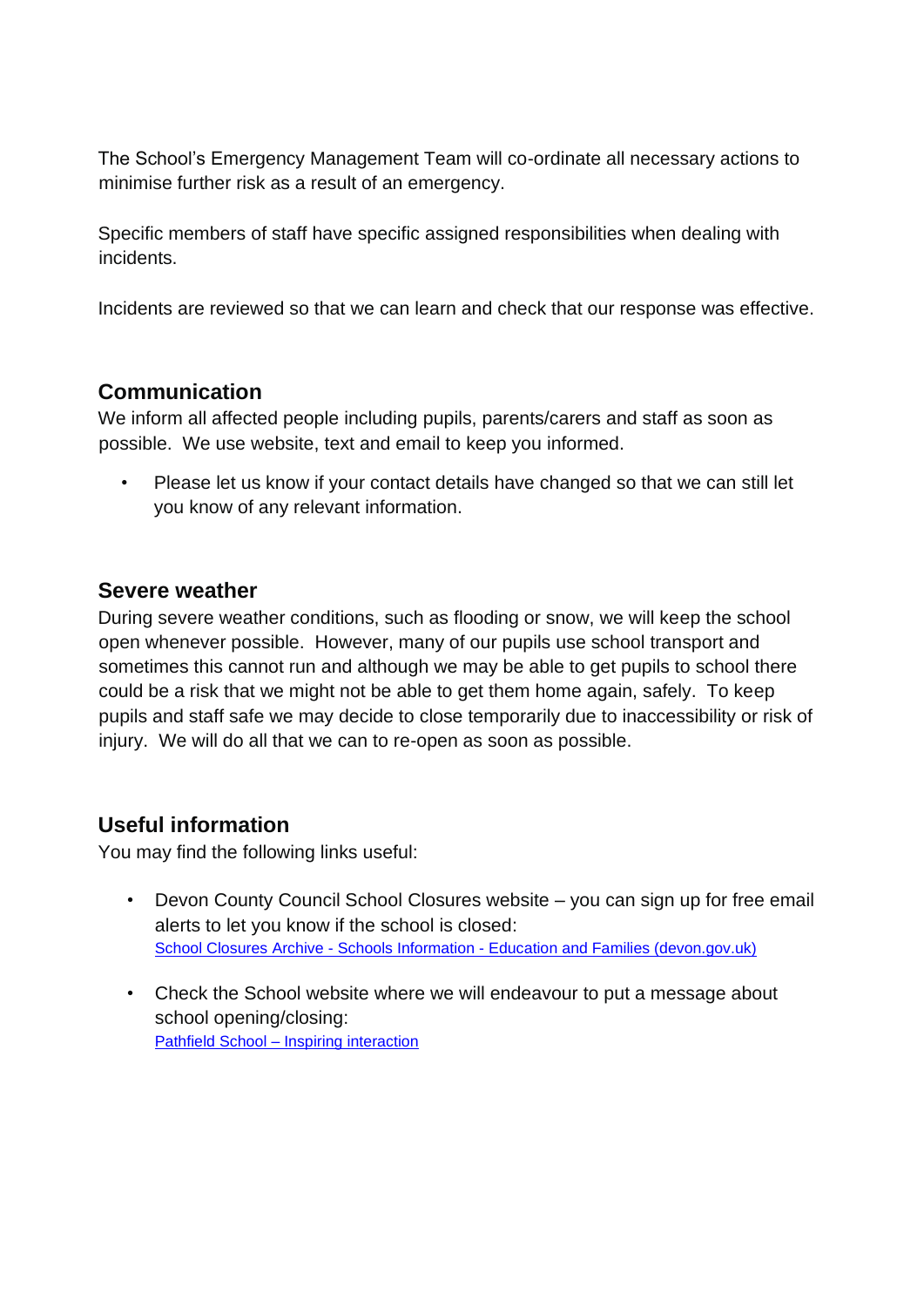The School's Emergency Management Team will co-ordinate all necessary actions to minimise further risk as a result of an emergency.

Specific members of staff have specific assigned responsibilities when dealing with incidents.

Incidents are reviewed so that we can learn and check that our response was effective.

## Communication

We inform all affected people including pupils, parents/carers and staff as soon as possible. We use website, text and email to keep you informed.

- Please let us know if your contact details have changed so that we can still let you know of any relevant information.

## Severe weather

During severe weather conditions, such as flooding or snow, we will keep the school open whenever possible. However, many of our pupils use school transport and sometimes this cannot run and although we may be able to get pupils to school there could be a risk that we might not be able to get them home again, safely. To keep pupils and staff safe we may decide to close temporarily due to inaccessibility or risk of injury. We will do all that we can to re-open as soon as possible.

## Useful information

You may find the following links useful:

- Devon County Council School Closures website – you can sign up for free email alerts to let you know if the school is closed:
  School Closures Archive - Schools Information - Education and Families (devon.gov.uk)

- Check the School website where we will endeavour to put a message about school opening/closing:
  Pathfield School – Inspiring interaction